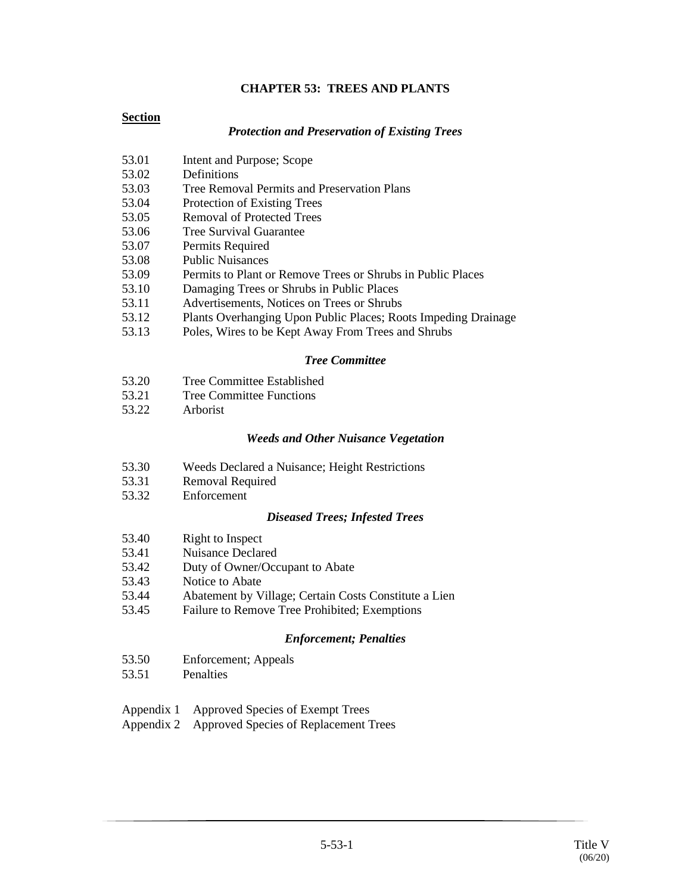# CHAPTER 53: TREES AND PLANTS

**Section**

### *Protection and Preservation of Existing Trees*

53.01 Intent and Purpose; Scope
53.02 Definitions
53.03 Tree Removal Permits and Preservation Plans
53.04 Protection of Existing Trees
53.05 Removal of Protected Trees
53.06 Tree Survival Guarantee
53.07 Permits Required
53.08 Public Nuisances
53.09 Permits to Plant or Remove Trees or Shrubs in Public Places
53.10 Damaging Trees or Shrubs in Public Places
53.11 Advertisements, Notices on Trees or Shrubs
53.12 Plants Overhanging Upon Public Places; Roots Impeding Drainage
53.13 Poles, Wires to be Kept Away From Trees and Shrubs

### *Tree Committee*

53.20 Tree Committee Established
53.21 Tree Committee Functions
53.22 Arborist

### *Weeds and Other Nuisance Vegetation*

53.30 Weeds Declared a Nuisance; Height Restrictions
53.31 Removal Required
53.32 Enforcement

### *Diseased Trees; Infested Trees*

53.40 Right to Inspect
53.41 Nuisance Declared
53.42 Duty of Owner/Occupant to Abate
53.43 Notice to Abate
53.44 Abatement by Village; Certain Costs Constitute a Lien
53.45 Failure to Remove Tree Prohibited; Exemptions

### *Enforcement; Penalties*

53.50 Enforcement; Appeals
53.51 Penalties

Appendix 1 Approved Species of Exempt Trees
Appendix 2 Approved Species of Replacement Trees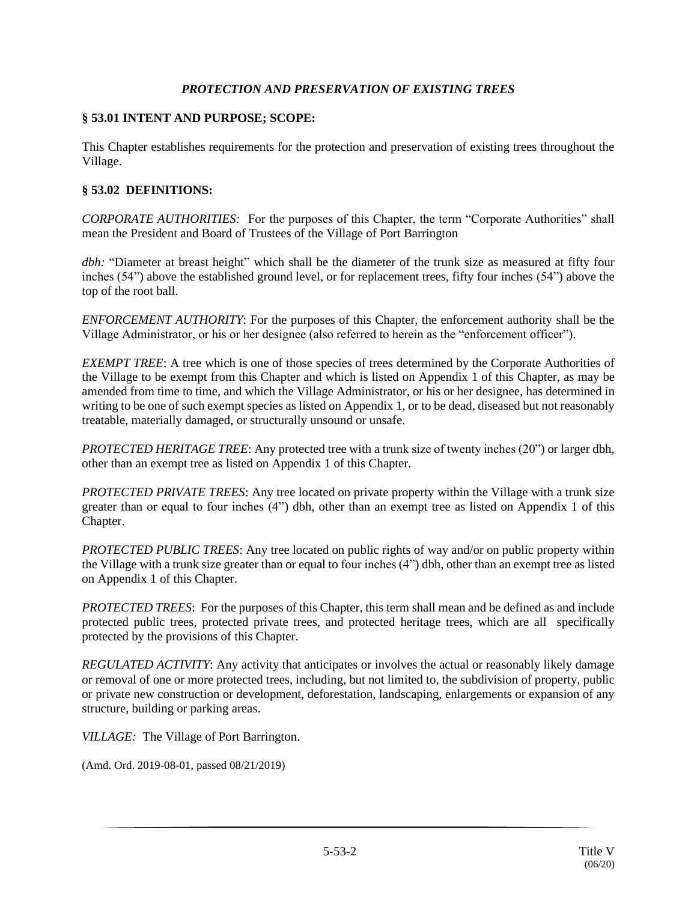### *PROTECTION AND PRESERVATION OF EXISTING TREES*

### § 53.01 INTENT AND PURPOSE; SCOPE:

This Chapter establishes requirements for the protection and preservation of existing trees throughout the Village.

### § 53.02 DEFINITIONS:

*CORPORATE AUTHORITIES:* For the purposes of this Chapter, the term "Corporate Authorities" shall mean the President and Board of Trustees of the Village of Port Barrington

*dbh:* "Diameter at breast height" which shall be the diameter of the trunk size as measured at fifty four inches (54") above the established ground level, or for replacement trees, fifty four inches (54") above the top of the root ball.

*ENFORCEMENT AUTHORITY*: For the purposes of this Chapter, the enforcement authority shall be the Village Administrator, or his or her designee (also referred to herein as the "enforcement officer").

*EXEMPT TREE*: A tree which is one of those species of trees determined by the Corporate Authorities of the Village to be exempt from this Chapter and which is listed on Appendix 1 of this Chapter, as may be amended from time to time, and which the Village Administrator, or his or her designee, has determined in writing to be one of such exempt species as listed on Appendix 1, or to be dead, diseased but not reasonably treatable, materially damaged, or structurally unsound or unsafe.

*PROTECTED HERITAGE TREE*: Any protected tree with a trunk size of twenty inches (20") or larger dbh, other than an exempt tree as listed on Appendix 1 of this Chapter.

*PROTECTED PRIVATE TREES*: Any tree located on private property within the Village with a trunk size greater than or equal to four inches (4") dbh, other than an exempt tree as listed on Appendix 1 of this Chapter.

*PROTECTED PUBLIC TREES*: Any tree located on public rights of way and/or on public property within the Village with a trunk size greater than or equal to four inches (4") dbh, other than an exempt tree as listed on Appendix 1 of this Chapter.

*PROTECTED TREES*: For the purposes of this Chapter, this term shall mean and be defined as and include protected public trees, protected private trees, and protected heritage trees, which are all specifically protected by the provisions of this Chapter.

*REGULATED ACTIVITY*: Any activity that anticipates or involves the actual or reasonably likely damage or removal of one or more protected trees, including, but not limited to, the subdivision of property, public or private new construction or development, deforestation, landscaping, enlargements or expansion of any structure, building or parking areas.

*VILLAGE:* The Village of Port Barrington.

(Amd. Ord. 2019-08-01, passed 08/21/2019)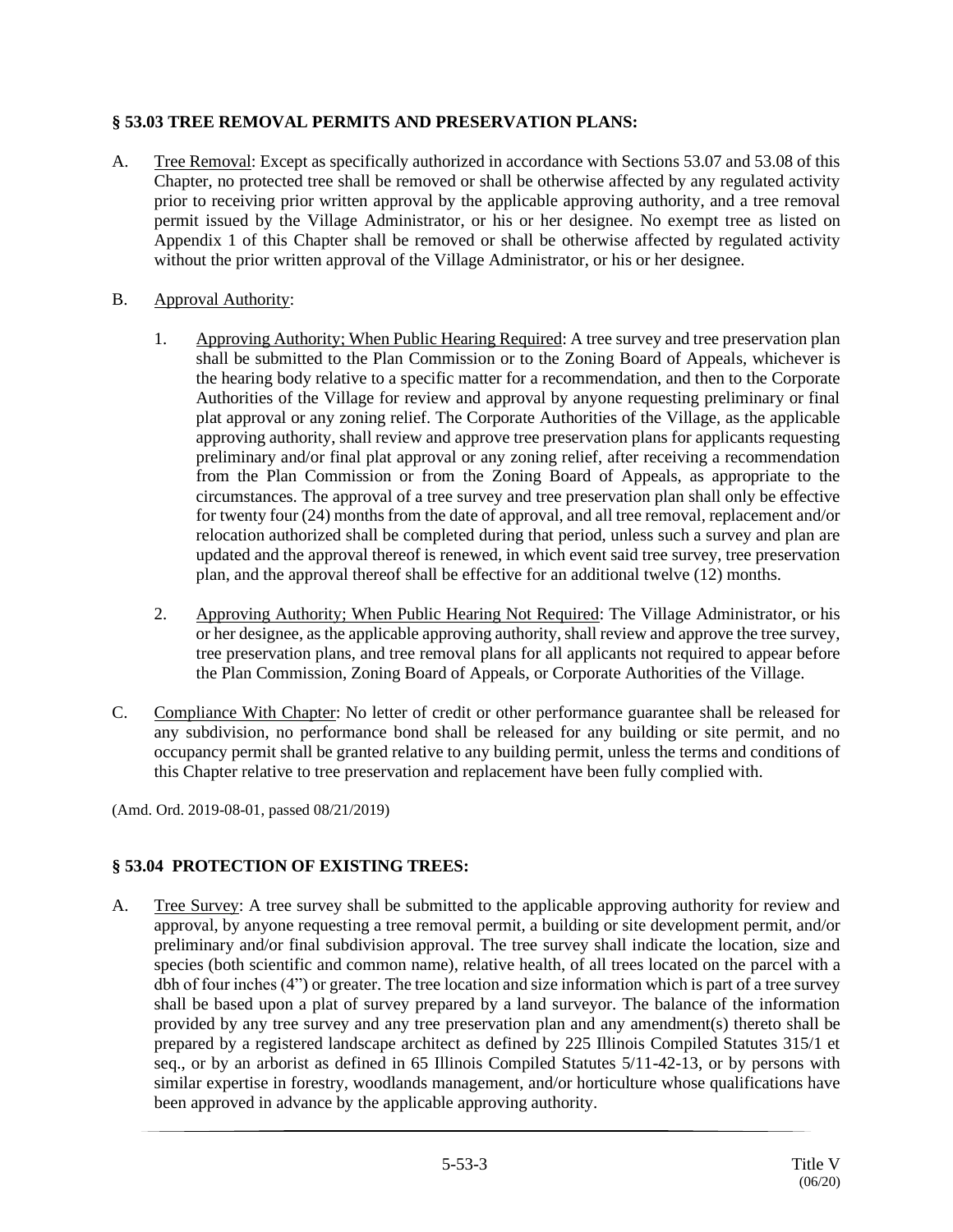## § 53.03 TREE REMOVAL PERMITS AND PRESERVATION PLANS:

A. Tree Removal: Except as specifically authorized in accordance with Sections 53.07 and 53.08 of this Chapter, no protected tree shall be removed or shall be otherwise affected by any regulated activity prior to receiving prior written approval by the applicable approving authority, and a tree removal permit issued by the Village Administrator, or his or her designee. No exempt tree as listed on Appendix 1 of this Chapter shall be removed or shall be otherwise affected by regulated activity without the prior written approval of the Village Administrator, or his or her designee.

B. Approval Authority:

1. Approving Authority; When Public Hearing Required: A tree survey and tree preservation plan shall be submitted to the Plan Commission or to the Zoning Board of Appeals, whichever is the hearing body relative to a specific matter for a recommendation, and then to the Corporate Authorities of the Village for review and approval by anyone requesting preliminary or final plat approval or any zoning relief. The Corporate Authorities of the Village, as the applicable approving authority, shall review and approve tree preservation plans for applicants requesting preliminary and/or final plat approval or any zoning relief, after receiving a recommendation from the Plan Commission or from the Zoning Board of Appeals, as appropriate to the circumstances. The approval of a tree survey and tree preservation plan shall only be effective for twenty four (24) months from the date of approval, and all tree removal, replacement and/or relocation authorized shall be completed during that period, unless such a survey and plan are updated and the approval thereof is renewed, in which event said tree survey, tree preservation plan, and the approval thereof shall be effective for an additional twelve (12) months.

2. Approving Authority; When Public Hearing Not Required: The Village Administrator, or his or her designee, as the applicable approving authority, shall review and approve the tree survey, tree preservation plans, and tree removal plans for all applicants not required to appear before the Plan Commission, Zoning Board of Appeals, or Corporate Authorities of the Village.

C. Compliance With Chapter: No letter of credit or other performance guarantee shall be released for any subdivision, no performance bond shall be released for any building or site permit, and no occupancy permit shall be granted relative to any building permit, unless the terms and conditions of this Chapter relative to tree preservation and replacement have been fully complied with.

(Amd. Ord. 2019-08-01, passed 08/21/2019)

## § 53.04 PROTECTION OF EXISTING TREES:

A. Tree Survey: A tree survey shall be submitted to the applicable approving authority for review and approval, by anyone requesting a tree removal permit, a building or site development permit, and/or preliminary and/or final subdivision approval. The tree survey shall indicate the location, size and species (both scientific and common name), relative health, of all trees located on the parcel with a dbh of four inches (4") or greater. The tree location and size information which is part of a tree survey shall be based upon a plat of survey prepared by a land surveyor. The balance of the information provided by any tree survey and any tree preservation plan and any amendment(s) thereto shall be prepared by a registered landscape architect as defined by 225 Illinois Compiled Statutes 315/1 et seq., or by an arborist as defined in 65 Illinois Compiled Statutes 5/11-42-13, or by persons with similar expertise in forestry, woodlands management, and/or horticulture whose qualifications have been approved in advance by the applicable approving authority.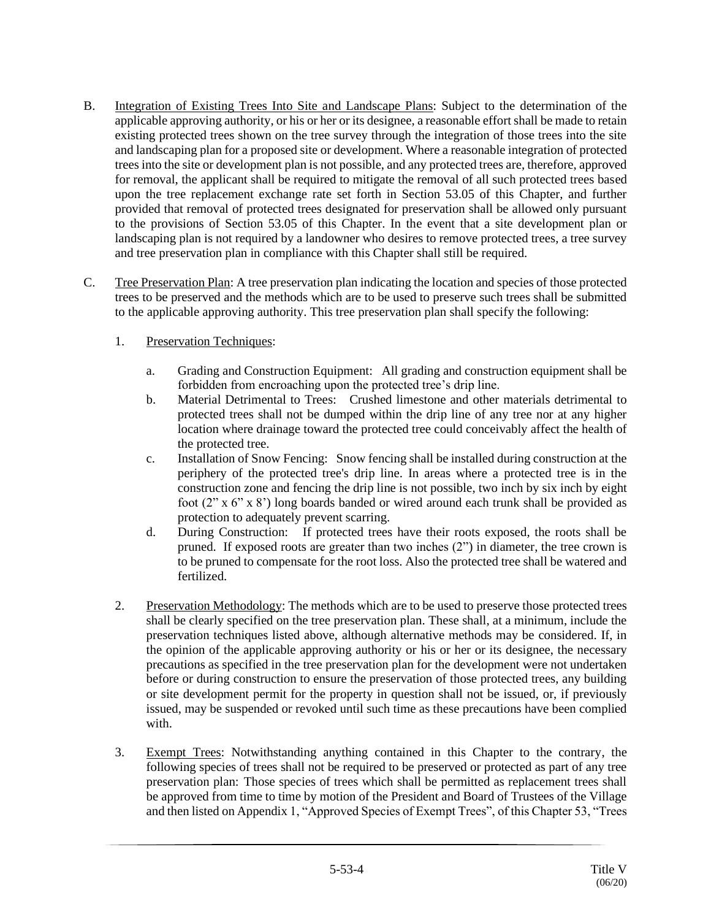B. Integration of Existing Trees Into Site and Landscape Plans: Subject to the determination of the applicable approving authority, or his or her or its designee, a reasonable effort shall be made to retain existing protected trees shown on the tree survey through the integration of those trees into the site and landscaping plan for a proposed site or development. Where a reasonable integration of protected trees into the site or development plan is not possible, and any protected trees are, therefore, approved for removal, the applicant shall be required to mitigate the removal of all such protected trees based upon the tree replacement exchange rate set forth in Section 53.05 of this Chapter, and further provided that removal of protected trees designated for preservation shall be allowed only pursuant to the provisions of Section 53.05 of this Chapter. In the event that a site development plan or landscaping plan is not required by a landowner who desires to remove protected trees, a tree survey and tree preservation plan in compliance with this Chapter shall still be required.

C. Tree Preservation Plan: A tree preservation plan indicating the location and species of those protected trees to be preserved and the methods which are to be used to preserve such trees shall be submitted to the applicable approving authority. This tree preservation plan shall specify the following:

1. Preservation Techniques:

   a. Grading and Construction Equipment: All grading and construction equipment shall be forbidden from encroaching upon the protected tree's drip line.
   b. Material Detrimental to Trees: Crushed limestone and other materials detrimental to protected trees shall not be dumped within the drip line of any tree nor at any higher location where drainage toward the protected tree could conceivably affect the health of the protected tree.
   c. Installation of Snow Fencing: Snow fencing shall be installed during construction at the periphery of the protected tree's drip line. In areas where a protected tree is in the construction zone and fencing the drip line is not possible, two inch by six inch by eight foot (2" x 6" x 8') long boards banded or wired around each trunk shall be provided as protection to adequately prevent scarring.
   d. During Construction: If protected trees have their roots exposed, the roots shall be pruned. If exposed roots are greater than two inches (2") in diameter, the tree crown is to be pruned to compensate for the root loss. Also the protected tree shall be watered and fertilized.

2. Preservation Methodology: The methods which are to be used to preserve those protected trees shall be clearly specified on the tree preservation plan. These shall, at a minimum, include the preservation techniques listed above, although alternative methods may be considered. If, in the opinion of the applicable approving authority or his or her or its designee, the necessary precautions as specified in the tree preservation plan for the development were not undertaken before or during construction to ensure the preservation of those protected trees, any building or site development permit for the property in question shall not be issued, or, if previously issued, may be suspended or revoked until such time as these precautions have been complied with.

3. Exempt Trees: Notwithstanding anything contained in this Chapter to the contrary, the following species of trees shall not be required to be preserved or protected as part of any tree preservation plan: Those species of trees which shall be permitted as replacement trees shall be approved from time to time by motion of the President and Board of Trustees of the Village and then listed on Appendix 1, "Approved Species of Exempt Trees", of this Chapter 53, "Trees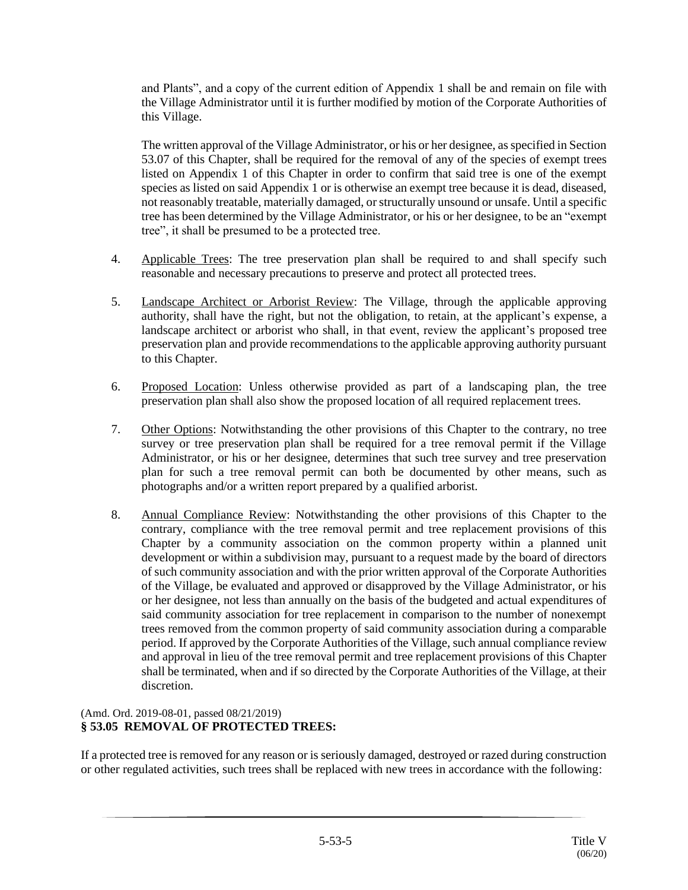and Plants", and a copy of the current edition of Appendix 1 shall be and remain on file with the Village Administrator until it is further modified by motion of the Corporate Authorities of this Village.

The written approval of the Village Administrator, or his or her designee, as specified in Section 53.07 of this Chapter, shall be required for the removal of any of the species of exempt trees listed on Appendix 1 of this Chapter in order to confirm that said tree is one of the exempt species as listed on said Appendix 1 or is otherwise an exempt tree because it is dead, diseased, not reasonably treatable, materially damaged, or structurally unsound or unsafe. Until a specific tree has been determined by the Village Administrator, or his or her designee, to be an "exempt tree", it shall be presumed to be a protected tree.

4. Applicable Trees: The tree preservation plan shall be required to and shall specify such reasonable and necessary precautions to preserve and protect all protected trees.

5. Landscape Architect or Arborist Review: The Village, through the applicable approving authority, shall have the right, but not the obligation, to retain, at the applicant's expense, a landscape architect or arborist who shall, in that event, review the applicant's proposed tree preservation plan and provide recommendations to the applicable approving authority pursuant to this Chapter.

6. Proposed Location: Unless otherwise provided as part of a landscaping plan, the tree preservation plan shall also show the proposed location of all required replacement trees.

7. Other Options: Notwithstanding the other provisions of this Chapter to the contrary, no tree survey or tree preservation plan shall be required for a tree removal permit if the Village Administrator, or his or her designee, determines that such tree survey and tree preservation plan for such a tree removal permit can both be documented by other means, such as photographs and/or a written report prepared by a qualified arborist.

8. Annual Compliance Review: Notwithstanding the other provisions of this Chapter to the contrary, compliance with the tree removal permit and tree replacement provisions of this Chapter by a community association on the common property within a planned unit development or within a subdivision may, pursuant to a request made by the board of directors of such community association and with the prior written approval of the Corporate Authorities of the Village, be evaluated and approved or disapproved by the Village Administrator, or his or her designee, not less than annually on the basis of the budgeted and actual expenditures of said community association for tree replacement in comparison to the number of nonexempt trees removed from the common property of said community association during a comparable period. If approved by the Corporate Authorities of the Village, such annual compliance review and approval in lieu of the tree removal permit and tree replacement provisions of this Chapter shall be terminated, when and if so directed by the Corporate Authorities of the Village, at their discretion.

(Amd. Ord. 2019-08-01, passed 08/21/2019)

**§ 53.05 REMOVAL OF PROTECTED TREES:**

If a protected tree is removed for any reason or is seriously damaged, destroyed or razed during construction or other regulated activities, such trees shall be replaced with new trees in accordance with the following: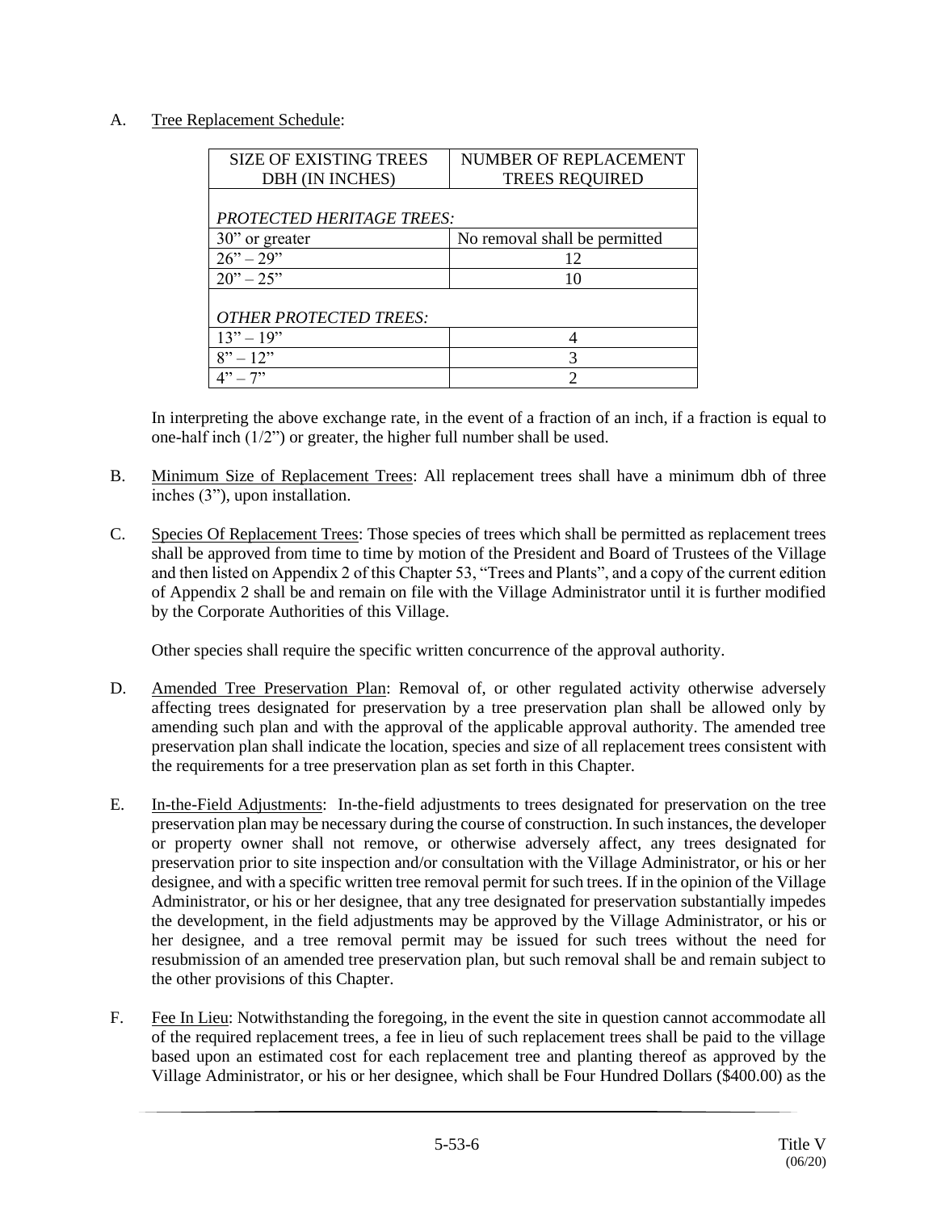A. Tree Replacement Schedule:

| SIZE OF EXISTING TREES DBH (IN INCHES) | NUMBER OF REPLACEMENT TREES REQUIRED |
|---|---|
| *PROTECTED HERITAGE TREES:* | |
| 30" or greater | No removal shall be permitted |
| 26" – 29" | 12 |
| 20" – 25" | 10 |
| *OTHER PROTECTED TREES:* | |
| 13" – 19" | 4 |
| 8" – 12" | 3 |
| 4" – 7" | 2 |

In interpreting the above exchange rate, in the event of a fraction of an inch, if a fraction is equal to one-half inch (1/2") or greater, the higher full number shall be used.

B. Minimum Size of Replacement Trees: All replacement trees shall have a minimum dbh of three inches (3"), upon installation.

C. Species Of Replacement Trees: Those species of trees which shall be permitted as replacement trees shall be approved from time to time by motion of the President and Board of Trustees of the Village and then listed on Appendix 2 of this Chapter 53, "Trees and Plants", and a copy of the current edition of Appendix 2 shall be and remain on file with the Village Administrator until it is further modified by the Corporate Authorities of this Village.

Other species shall require the specific written concurrence of the approval authority.

D. Amended Tree Preservation Plan: Removal of, or other regulated activity otherwise adversely affecting trees designated for preservation by a tree preservation plan shall be allowed only by amending such plan and with the approval of the applicable approval authority. The amended tree preservation plan shall indicate the location, species and size of all replacement trees consistent with the requirements for a tree preservation plan as set forth in this Chapter.

E. In-the-Field Adjustments: In-the-field adjustments to trees designated for preservation on the tree preservation plan may be necessary during the course of construction. In such instances, the developer or property owner shall not remove, or otherwise adversely affect, any trees designated for preservation prior to site inspection and/or consultation with the Village Administrator, or his or her designee, and with a specific written tree removal permit for such trees. If in the opinion of the Village Administrator, or his or her designee, that any tree designated for preservation substantially impedes the development, in the field adjustments may be approved by the Village Administrator, or his or her designee, and a tree removal permit may be issued for such trees without the need for resubmission of an amended tree preservation plan, but such removal shall be and remain subject to the other provisions of this Chapter.

F. Fee In Lieu: Notwithstanding the foregoing, in the event the site in question cannot accommodate all of the required replacement trees, a fee in lieu of such replacement trees shall be paid to the village based upon an estimated cost for each replacement tree and planting thereof as approved by the Village Administrator, or his or her designee, which shall be Four Hundred Dollars ($400.00) as the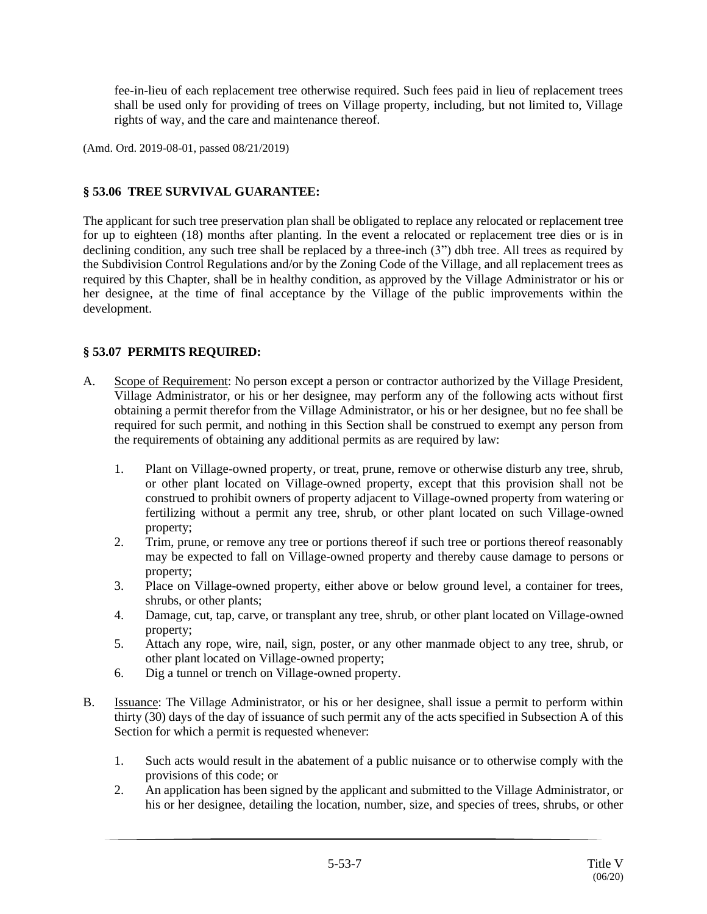fee-in-lieu of each replacement tree otherwise required. Such fees paid in lieu of replacement trees shall be used only for providing of trees on Village property, including, but not limited to, Village rights of way, and the care and maintenance thereof.

(Amd. Ord. 2019-08-01, passed 08/21/2019)

## § 53.06 TREE SURVIVAL GUARANTEE:

The applicant for such tree preservation plan shall be obligated to replace any relocated or replacement tree for up to eighteen (18) months after planting. In the event a relocated or replacement tree dies or is in declining condition, any such tree shall be replaced by a three-inch (3") dbh tree. All trees as required by the Subdivision Control Regulations and/or by the Zoning Code of the Village, and all replacement trees as required by this Chapter, shall be in healthy condition, as approved by the Village Administrator or his or her designee, at the time of final acceptance by the Village of the public improvements within the development.

## § 53.07 PERMITS REQUIRED:

A. Scope of Requirement: No person except a person or contractor authorized by the Village President, Village Administrator, or his or her designee, may perform any of the following acts without first obtaining a permit therefor from the Village Administrator, or his or her designee, but no fee shall be required for such permit, and nothing in this Section shall be construed to exempt any person from the requirements of obtaining any additional permits as are required by law:

   1. Plant on Village-owned property, or treat, prune, remove or otherwise disturb any tree, shrub, or other plant located on Village-owned property, except that this provision shall not be construed to prohibit owners of property adjacent to Village-owned property from watering or fertilizing without a permit any tree, shrub, or other plant located on such Village-owned property;
   2. Trim, prune, or remove any tree or portions thereof if such tree or portions thereof reasonably may be expected to fall on Village-owned property and thereby cause damage to persons or property;
   3. Place on Village-owned property, either above or below ground level, a container for trees, shrubs, or other plants;
   4. Damage, cut, tap, carve, or transplant any tree, shrub, or other plant located on Village-owned property;
   5. Attach any rope, wire, nail, sign, poster, or any other manmade object to any tree, shrub, or other plant located on Village-owned property;
   6. Dig a tunnel or trench on Village-owned property.

B. Issuance: The Village Administrator, or his or her designee, shall issue a permit to perform within thirty (30) days of the day of issuance of such permit any of the acts specified in Subsection A of this Section for which a permit is requested whenever:

   1. Such acts would result in the abatement of a public nuisance or to otherwise comply with the provisions of this code; or
   2. An application has been signed by the applicant and submitted to the Village Administrator, or his or her designee, detailing the location, number, size, and species of trees, shrubs, or other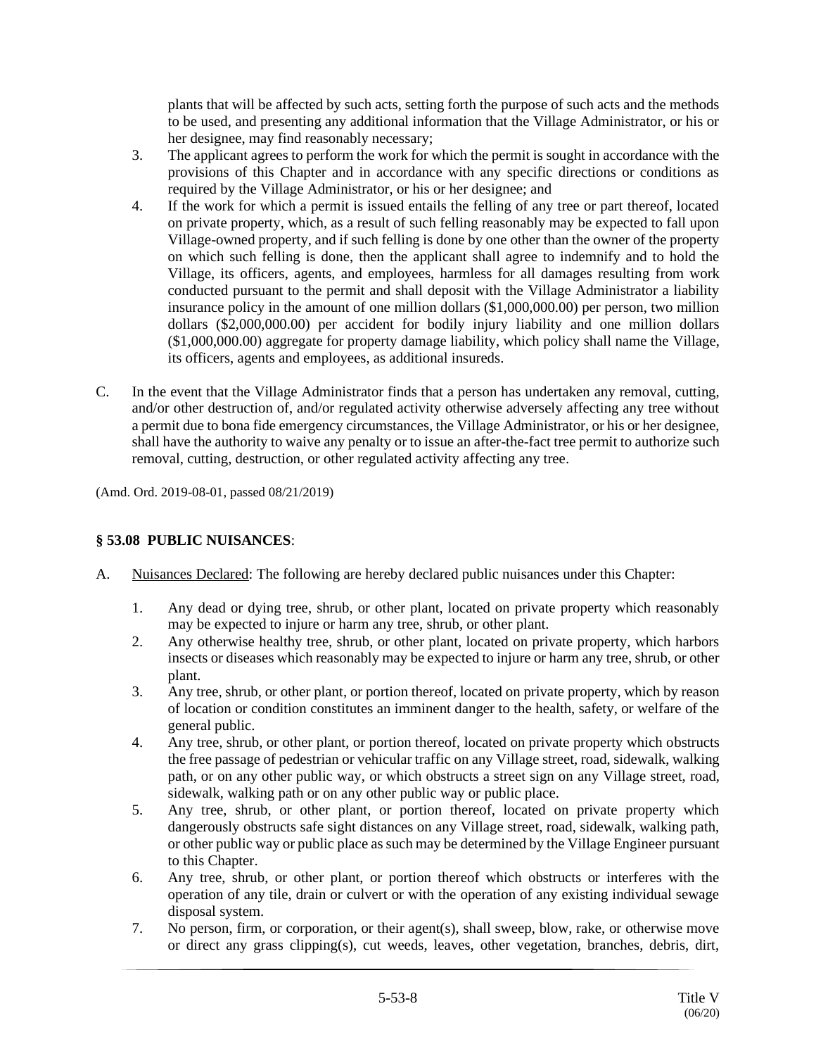plants that will be affected by such acts, setting forth the purpose of such acts and the methods to be used, and presenting any additional information that the Village Administrator, or his or her designee, may find reasonably necessary;

3. The applicant agrees to perform the work for which the permit is sought in accordance with the provisions of this Chapter and in accordance with any specific directions or conditions as required by the Village Administrator, or his or her designee; and
4. If the work for which a permit is issued entails the felling of any tree or part thereof, located on private property, which, as a result of such felling reasonably may be expected to fall upon Village-owned property, and if such felling is done by one other than the owner of the property on which such felling is done, then the applicant shall agree to indemnify and to hold the Village, its officers, agents, and employees, harmless for all damages resulting from work conducted pursuant to the permit and shall deposit with the Village Administrator a liability insurance policy in the amount of one million dollars ($1,000,000.00) per person, two million dollars ($2,000,000.00) per accident for bodily injury liability and one million dollars ($1,000,000.00) aggregate for property damage liability, which policy shall name the Village, its officers, agents and employees, as additional insureds.

C. In the event that the Village Administrator finds that a person has undertaken any removal, cutting, and/or other destruction of, and/or regulated activity otherwise adversely affecting any tree without a permit due to bona fide emergency circumstances, the Village Administrator, or his or her designee, shall have the authority to waive any penalty or to issue an after-the-fact tree permit to authorize such removal, cutting, destruction, or other regulated activity affecting any tree.

(Amd. Ord. 2019-08-01, passed 08/21/2019)

## § 53.08 PUBLIC NUISANCES:

A. Nuisances Declared: The following are hereby declared public nuisances under this Chapter:

1. Any dead or dying tree, shrub, or other plant, located on private property which reasonably may be expected to injure or harm any tree, shrub, or other plant.
2. Any otherwise healthy tree, shrub, or other plant, located on private property, which harbors insects or diseases which reasonably may be expected to injure or harm any tree, shrub, or other plant.
3. Any tree, shrub, or other plant, or portion thereof, located on private property, which by reason of location or condition constitutes an imminent danger to the health, safety, or welfare of the general public.
4. Any tree, shrub, or other plant, or portion thereof, located on private property which obstructs the free passage of pedestrian or vehicular traffic on any Village street, road, sidewalk, walking path, or on any other public way, or which obstructs a street sign on any Village street, road, sidewalk, walking path or on any other public way or public place.
5. Any tree, shrub, or other plant, or portion thereof, located on private property which dangerously obstructs safe sight distances on any Village street, road, sidewalk, walking path, or other public way or public place as such may be determined by the Village Engineer pursuant to this Chapter.
6. Any tree, shrub, or other plant, or portion thereof which obstructs or interferes with the operation of any tile, drain or culvert or with the operation of any existing individual sewage disposal system.
7. No person, firm, or corporation, or their agent(s), shall sweep, blow, rake, or otherwise move or direct any grass clipping(s), cut weeds, leaves, other vegetation, branches, debris, dirt,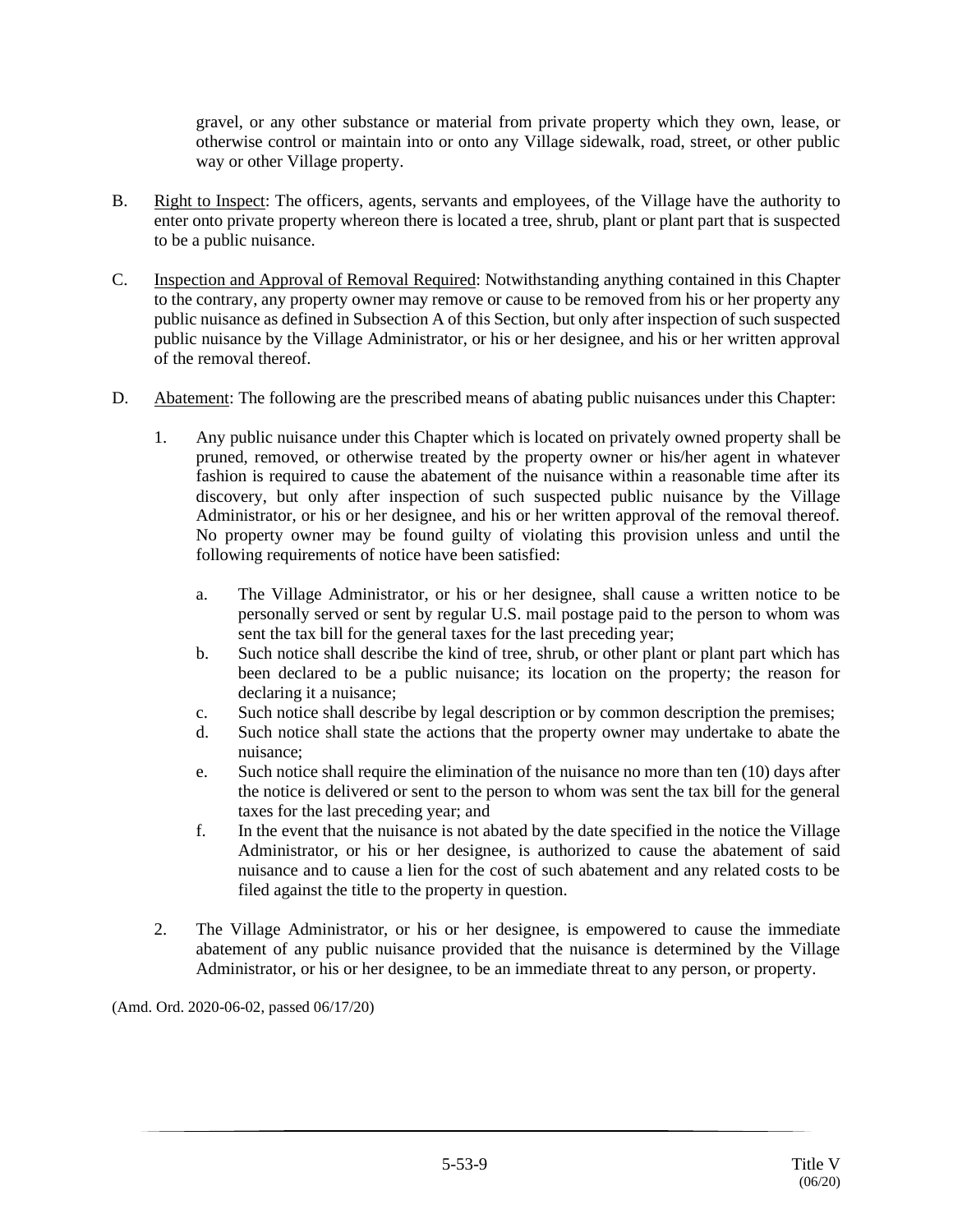gravel, or any other substance or material from private property which they own, lease, or otherwise control or maintain into or onto any Village sidewalk, road, street, or other public way or other Village property.

B. Right to Inspect: The officers, agents, servants and employees, of the Village have the authority to enter onto private property whereon there is located a tree, shrub, plant or plant part that is suspected to be a public nuisance.

C. Inspection and Approval of Removal Required: Notwithstanding anything contained in this Chapter to the contrary, any property owner may remove or cause to be removed from his or her property any public nuisance as defined in Subsection A of this Section, but only after inspection of such suspected public nuisance by the Village Administrator, or his or her designee, and his or her written approval of the removal thereof.

D. Abatement: The following are the prescribed means of abating public nuisances under this Chapter:

   1. Any public nuisance under this Chapter which is located on privately owned property shall be pruned, removed, or otherwise treated by the property owner or his/her agent in whatever fashion is required to cause the abatement of the nuisance within a reasonable time after its discovery, but only after inspection of such suspected public nuisance by the Village Administrator, or his or her designee, and his or her written approval of the removal thereof. No property owner may be found guilty of violating this provision unless and until the following requirements of notice have been satisfied:

      a. The Village Administrator, or his or her designee, shall cause a written notice to be personally served or sent by regular U.S. mail postage paid to the person to whom was sent the tax bill for the general taxes for the last preceding year;
      b. Such notice shall describe the kind of tree, shrub, or other plant or plant part which has been declared to be a public nuisance; its location on the property; the reason for declaring it a nuisance;
      c. Such notice shall describe by legal description or by common description the premises;
      d. Such notice shall state the actions that the property owner may undertake to abate the nuisance;
      e. Such notice shall require the elimination of the nuisance no more than ten (10) days after the notice is delivered or sent to the person to whom was sent the tax bill for the general taxes for the last preceding year; and
      f. In the event that the nuisance is not abated by the date specified in the notice the Village Administrator, or his or her designee, is authorized to cause the abatement of said nuisance and to cause a lien for the cost of such abatement and any related costs to be filed against the title to the property in question.

   2. The Village Administrator, or his or her designee, is empowered to cause the immediate abatement of any public nuisance provided that the nuisance is determined by the Village Administrator, or his or her designee, to be an immediate threat to any person, or property.

(Amd. Ord. 2020-06-02, passed 06/17/20)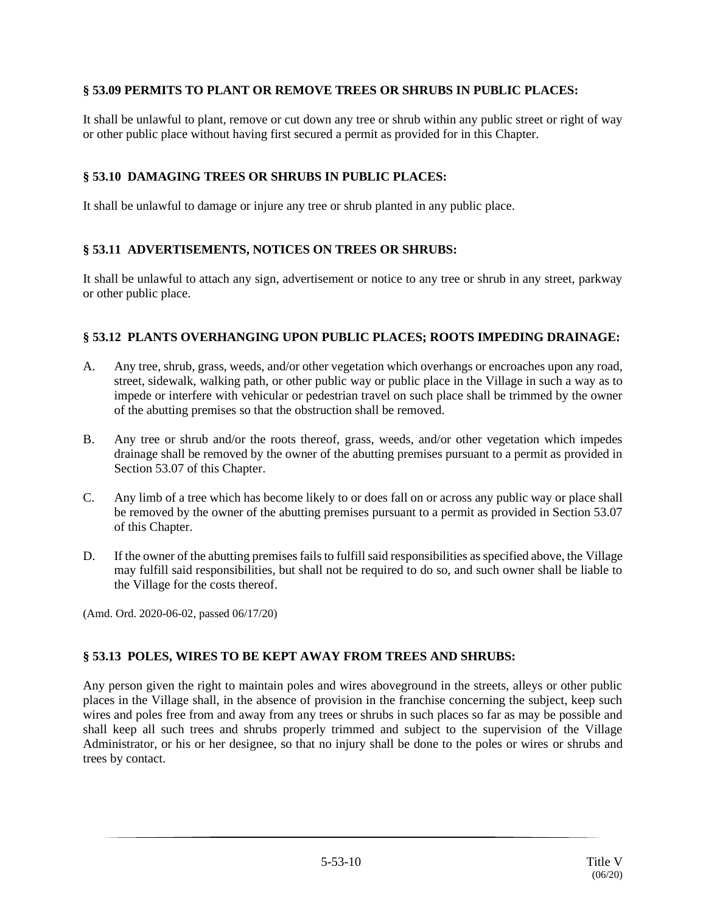### § 53.09 PERMITS TO PLANT OR REMOVE TREES OR SHRUBS IN PUBLIC PLACES:

It shall be unlawful to plant, remove or cut down any tree or shrub within any public street or right of way or other public place without having first secured a permit as provided for in this Chapter.

### § 53.10 DAMAGING TREES OR SHRUBS IN PUBLIC PLACES:

It shall be unlawful to damage or injure any tree or shrub planted in any public place.

### § 53.11 ADVERTISEMENTS, NOTICES ON TREES OR SHRUBS:

It shall be unlawful to attach any sign, advertisement or notice to any tree or shrub in any street, parkway or other public place.

### § 53.12 PLANTS OVERHANGING UPON PUBLIC PLACES; ROOTS IMPEDING DRAINAGE:

A. Any tree, shrub, grass, weeds, and/or other vegetation which overhangs or encroaches upon any road, street, sidewalk, walking path, or other public way or public place in the Village in such a way as to impede or interfere with vehicular or pedestrian travel on such place shall be trimmed by the owner of the abutting premises so that the obstruction shall be removed.

B. Any tree or shrub and/or the roots thereof, grass, weeds, and/or other vegetation which impedes drainage shall be removed by the owner of the abutting premises pursuant to a permit as provided in Section 53.07 of this Chapter.

C. Any limb of a tree which has become likely to or does fall on or across any public way or place shall be removed by the owner of the abutting premises pursuant to a permit as provided in Section 53.07 of this Chapter.

D. If the owner of the abutting premises fails to fulfill said responsibilities as specified above, the Village may fulfill said responsibilities, but shall not be required to do so, and such owner shall be liable to the Village for the costs thereof.

(Amd. Ord. 2020-06-02, passed 06/17/20)

### § 53.13 POLES, WIRES TO BE KEPT AWAY FROM TREES AND SHRUBS:

Any person given the right to maintain poles and wires aboveground in the streets, alleys or other public places in the Village shall, in the absence of provision in the franchise concerning the subject, keep such wires and poles free from and away from any trees or shrubs in such places so far as may be possible and shall keep all such trees and shrubs properly trimmed and subject to the supervision of the Village Administrator, or his or her designee, so that no injury shall be done to the poles or wires or shrubs and trees by contact.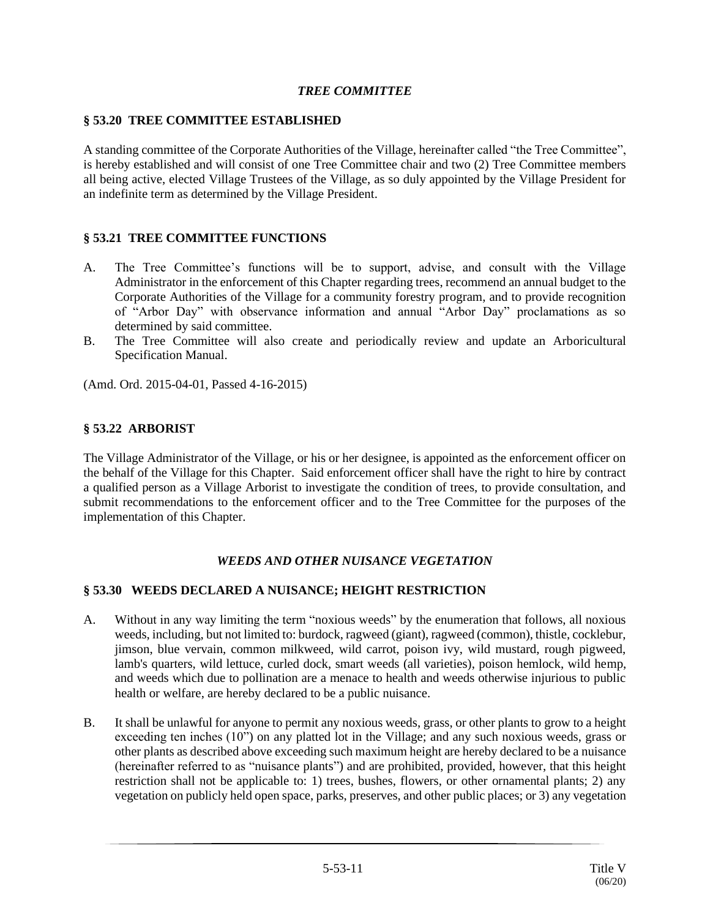### *TREE COMMITTEE*

### § 53.20 TREE COMMITTEE ESTABLISHED

A standing committee of the Corporate Authorities of the Village, hereinafter called "the Tree Committee", is hereby established and will consist of one Tree Committee chair and two (2) Tree Committee members all being active, elected Village Trustees of the Village, as so duly appointed by the Village President for an indefinite term as determined by the Village President.

### § 53.21 TREE COMMITTEE FUNCTIONS

A. The Tree Committee's functions will be to support, advise, and consult with the Village Administrator in the enforcement of this Chapter regarding trees, recommend an annual budget to the Corporate Authorities of the Village for a community forestry program, and to provide recognition of "Arbor Day" with observance information and annual "Arbor Day" proclamations as so determined by said committee.

B. The Tree Committee will also create and periodically review and update an Arboricultural Specification Manual.

(Amd. Ord. 2015-04-01, Passed 4-16-2015)

### § 53.22 ARBORIST

The Village Administrator of the Village, or his or her designee, is appointed as the enforcement officer on the behalf of the Village for this Chapter. Said enforcement officer shall have the right to hire by contract a qualified person as a Village Arborist to investigate the condition of trees, to provide consultation, and submit recommendations to the enforcement officer and to the Tree Committee for the purposes of the implementation of this Chapter.

### *WEEDS AND OTHER NUISANCE VEGETATION*

### § 53.30 WEEDS DECLARED A NUISANCE; HEIGHT RESTRICTION

A. Without in any way limiting the term "noxious weeds" by the enumeration that follows, all noxious weeds, including, but not limited to: burdock, ragweed (giant), ragweed (common), thistle, cocklebur, jimson, blue vervain, common milkweed, wild carrot, poison ivy, wild mustard, rough pigweed, lamb's quarters, wild lettuce, curled dock, smart weeds (all varieties), poison hemlock, wild hemp, and weeds which due to pollination are a menace to health and weeds otherwise injurious to public health or welfare, are hereby declared to be a public nuisance.

B. It shall be unlawful for anyone to permit any noxious weeds, grass, or other plants to grow to a height exceeding ten inches (10") on any platted lot in the Village; and any such noxious weeds, grass or other plants as described above exceeding such maximum height are hereby declared to be a nuisance (hereinafter referred to as "nuisance plants") and are prohibited, provided, however, that this height restriction shall not be applicable to: 1) trees, bushes, flowers, or other ornamental plants; 2) any vegetation on publicly held open space, parks, preserves, and other public places; or 3) any vegetation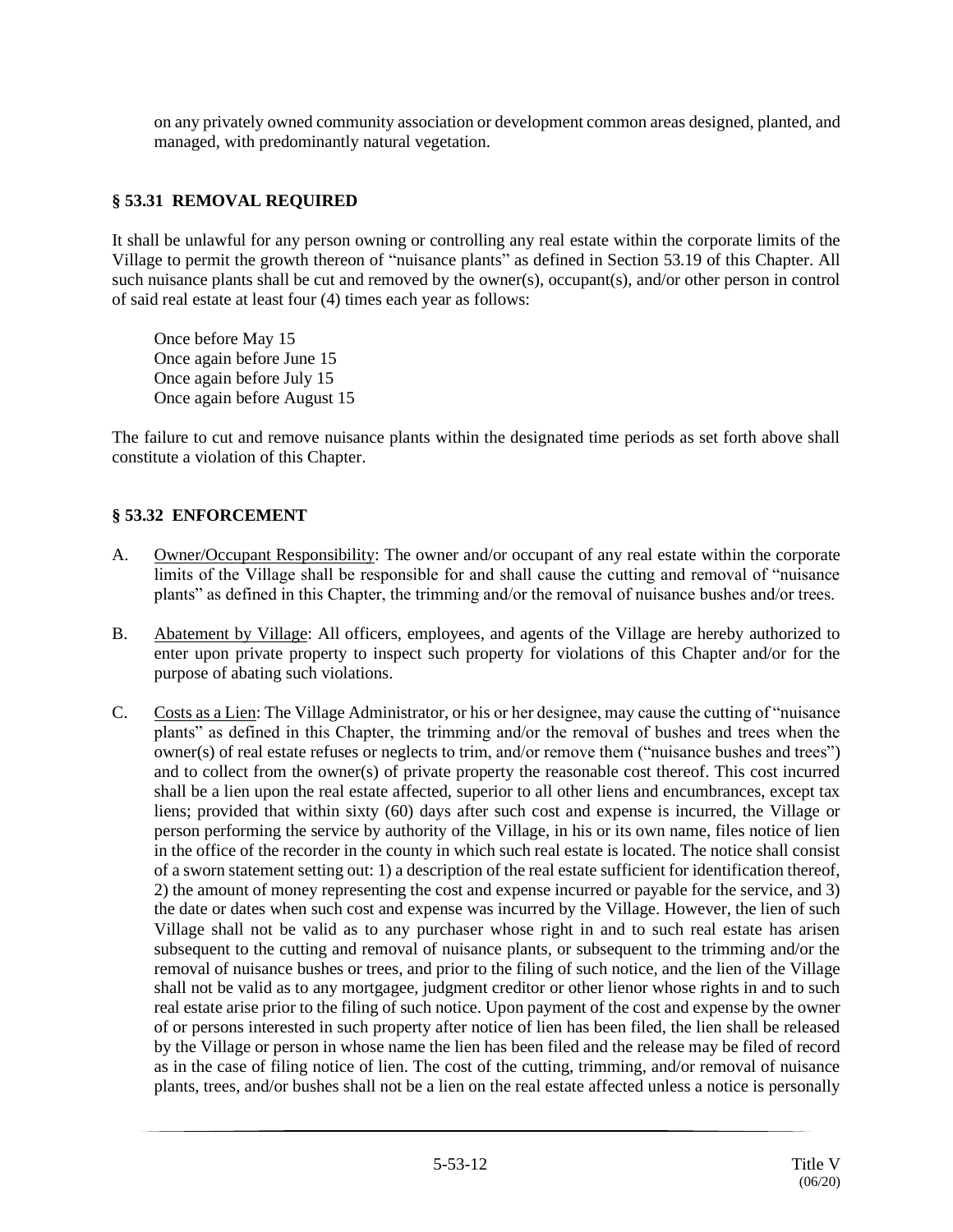on any privately owned community association or development common areas designed, planted, and managed, with predominantly natural vegetation.

### § 53.31 REMOVAL REQUIRED

It shall be unlawful for any person owning or controlling any real estate within the corporate limits of the Village to permit the growth thereon of "nuisance plants" as defined in Section 53.19 of this Chapter. All such nuisance plants shall be cut and removed by the owner(s), occupant(s), and/or other person in control of said real estate at least four (4) times each year as follows:

Once before May 15
Once again before June 15
Once again before July 15
Once again before August 15

The failure to cut and remove nuisance plants within the designated time periods as set forth above shall constitute a violation of this Chapter.

### § 53.32 ENFORCEMENT

A. Owner/Occupant Responsibility: The owner and/or occupant of any real estate within the corporate limits of the Village shall be responsible for and shall cause the cutting and removal of "nuisance plants" as defined in this Chapter, the trimming and/or the removal of nuisance bushes and/or trees.

B. Abatement by Village: All officers, employees, and agents of the Village are hereby authorized to enter upon private property to inspect such property for violations of this Chapter and/or for the purpose of abating such violations.

C. Costs as a Lien: The Village Administrator, or his or her designee, may cause the cutting of "nuisance plants" as defined in this Chapter, the trimming and/or the removal of bushes and trees when the owner(s) of real estate refuses or neglects to trim, and/or remove them ("nuisance bushes and trees") and to collect from the owner(s) of private property the reasonable cost thereof. This cost incurred shall be a lien upon the real estate affected, superior to all other liens and encumbrances, except tax liens; provided that within sixty (60) days after such cost and expense is incurred, the Village or person performing the service by authority of the Village, in his or its own name, files notice of lien in the office of the recorder in the county in which such real estate is located. The notice shall consist of a sworn statement setting out: 1) a description of the real estate sufficient for identification thereof, 2) the amount of money representing the cost and expense incurred or payable for the service, and 3) the date or dates when such cost and expense was incurred by the Village. However, the lien of such Village shall not be valid as to any purchaser whose right in and to such real estate has arisen subsequent to the cutting and removal of nuisance plants, or subsequent to the trimming and/or the removal of nuisance bushes or trees, and prior to the filing of such notice, and the lien of the Village shall not be valid as to any mortgagee, judgment creditor or other lienor whose rights in and to such real estate arise prior to the filing of such notice. Upon payment of the cost and expense by the owner of or persons interested in such property after notice of lien has been filed, the lien shall be released by the Village or person in whose name the lien has been filed and the release may be filed of record as in the case of filing notice of lien. The cost of the cutting, trimming, and/or removal of nuisance plants, trees, and/or bushes shall not be a lien on the real estate affected unless a notice is personally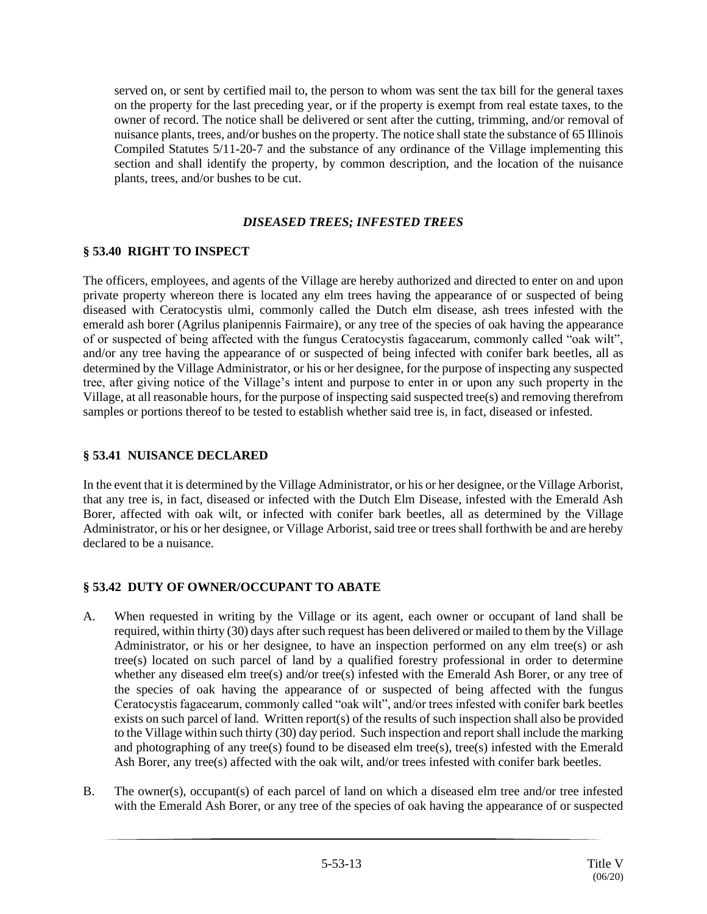served on, or sent by certified mail to, the person to whom was sent the tax bill for the general taxes on the property for the last preceding year, or if the property is exempt from real estate taxes, to the owner of record. The notice shall be delivered or sent after the cutting, trimming, and/or removal of nuisance plants, trees, and/or bushes on the property. The notice shall state the substance of 65 Illinois Compiled Statutes 5/11-20-7 and the substance of any ordinance of the Village implementing this section and shall identify the property, by common description, and the location of the nuisance plants, trees, and/or bushes to be cut.

### *DISEASED TREES; INFESTED TREES*

### § 53.40 RIGHT TO INSPECT

The officers, employees, and agents of the Village are hereby authorized and directed to enter on and upon private property whereon there is located any elm trees having the appearance of or suspected of being diseased with Ceratocystis ulmi, commonly called the Dutch elm disease, ash trees infested with the emerald ash borer (Agrilus planipennis Fairmaire), or any tree of the species of oak having the appearance of or suspected of being affected with the fungus Ceratocystis fagacearum, commonly called "oak wilt", and/or any tree having the appearance of or suspected of being infected with conifer bark beetles, all as determined by the Village Administrator, or his or her designee, for the purpose of inspecting any suspected tree, after giving notice of the Village's intent and purpose to enter in or upon any such property in the Village, at all reasonable hours, for the purpose of inspecting said suspected tree(s) and removing therefrom samples or portions thereof to be tested to establish whether said tree is, in fact, diseased or infested.

### § 53.41 NUISANCE DECLARED

In the event that it is determined by the Village Administrator, or his or her designee, or the Village Arborist, that any tree is, in fact, diseased or infected with the Dutch Elm Disease, infested with the Emerald Ash Borer, affected with oak wilt, or infected with conifer bark beetles, all as determined by the Village Administrator, or his or her designee, or Village Arborist, said tree or trees shall forthwith be and are hereby declared to be a nuisance.

### § 53.42 DUTY OF OWNER/OCCUPANT TO ABATE

A. When requested in writing by the Village or its agent, each owner or occupant of land shall be required, within thirty (30) days after such request has been delivered or mailed to them by the Village Administrator, or his or her designee, to have an inspection performed on any elm tree(s) or ash tree(s) located on such parcel of land by a qualified forestry professional in order to determine whether any diseased elm tree(s) and/or tree(s) infested with the Emerald Ash Borer, or any tree of the species of oak having the appearance of or suspected of being affected with the fungus Ceratocystis fagacearum, commonly called "oak wilt", and/or trees infested with conifer bark beetles exists on such parcel of land. Written report(s) of the results of such inspection shall also be provided to the Village within such thirty (30) day period. Such inspection and report shall include the marking and photographing of any tree(s) found to be diseased elm tree(s), tree(s) infested with the Emerald Ash Borer, any tree(s) affected with the oak wilt, and/or trees infested with conifer bark beetles.

B. The owner(s), occupant(s) of each parcel of land on which a diseased elm tree and/or tree infested with the Emerald Ash Borer, or any tree of the species of oak having the appearance of or suspected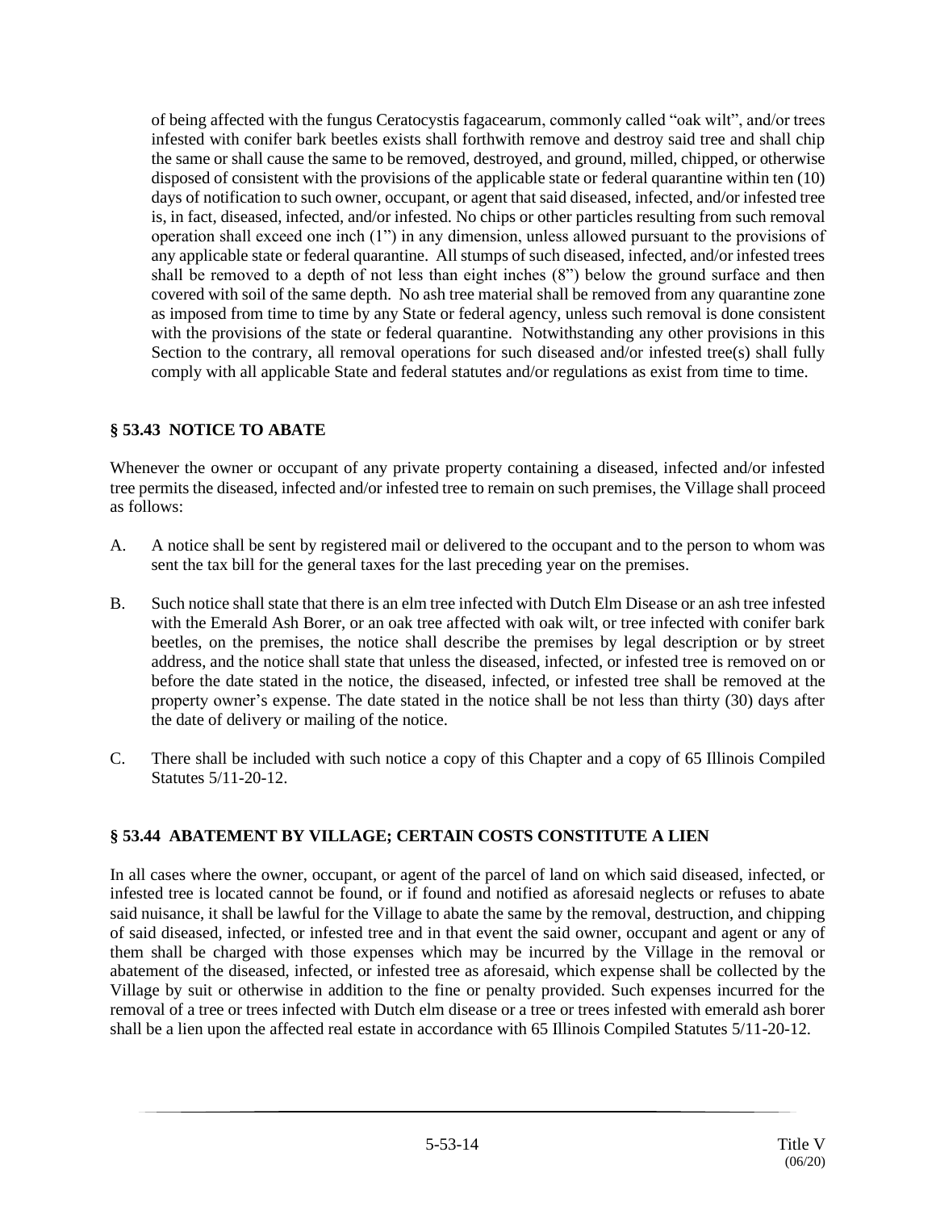of being affected with the fungus Ceratocystis fagacearum, commonly called "oak wilt", and/or trees infested with conifer bark beetles exists shall forthwith remove and destroy said tree and shall chip the same or shall cause the same to be removed, destroyed, and ground, milled, chipped, or otherwise disposed of consistent with the provisions of the applicable state or federal quarantine within ten (10) days of notification to such owner, occupant, or agent that said diseased, infected, and/or infested tree is, in fact, diseased, infected, and/or infested. No chips or other particles resulting from such removal operation shall exceed one inch (1") in any dimension, unless allowed pursuant to the provisions of any applicable state or federal quarantine. All stumps of such diseased, infected, and/or infested trees shall be removed to a depth of not less than eight inches (8") below the ground surface and then covered with soil of the same depth. No ash tree material shall be removed from any quarantine zone as imposed from time to time by any State or federal agency, unless such removal is done consistent with the provisions of the state or federal quarantine. Notwithstanding any other provisions in this Section to the contrary, all removal operations for such diseased and/or infested tree(s) shall fully comply with all applicable State and federal statutes and/or regulations as exist from time to time.

## § 53.43 NOTICE TO ABATE

Whenever the owner or occupant of any private property containing a diseased, infected and/or infested tree permits the diseased, infected and/or infested tree to remain on such premises, the Village shall proceed as follows:

A. A notice shall be sent by registered mail or delivered to the occupant and to the person to whom was sent the tax bill for the general taxes for the last preceding year on the premises.

B. Such notice shall state that there is an elm tree infected with Dutch Elm Disease or an ash tree infested with the Emerald Ash Borer, or an oak tree affected with oak wilt, or tree infected with conifer bark beetles, on the premises, the notice shall describe the premises by legal description or by street address, and the notice shall state that unless the diseased, infected, or infested tree is removed on or before the date stated in the notice, the diseased, infected, or infested tree shall be removed at the property owner's expense. The date stated in the notice shall be not less than thirty (30) days after the date of delivery or mailing of the notice.

C. There shall be included with such notice a copy of this Chapter and a copy of 65 Illinois Compiled Statutes 5/11-20-12.

## § 53.44 ABATEMENT BY VILLAGE; CERTAIN COSTS CONSTITUTE A LIEN

In all cases where the owner, occupant, or agent of the parcel of land on which said diseased, infected, or infested tree is located cannot be found, or if found and notified as aforesaid neglects or refuses to abate said nuisance, it shall be lawful for the Village to abate the same by the removal, destruction, and chipping of said diseased, infected, or infested tree and in that event the said owner, occupant and agent or any of them shall be charged with those expenses which may be incurred by the Village in the removal or abatement of the diseased, infected, or infested tree as aforesaid, which expense shall be collected by the Village by suit or otherwise in addition to the fine or penalty provided. Such expenses incurred for the removal of a tree or trees infected with Dutch elm disease or a tree or trees infested with emerald ash borer shall be a lien upon the affected real estate in accordance with 65 Illinois Compiled Statutes 5/11-20-12.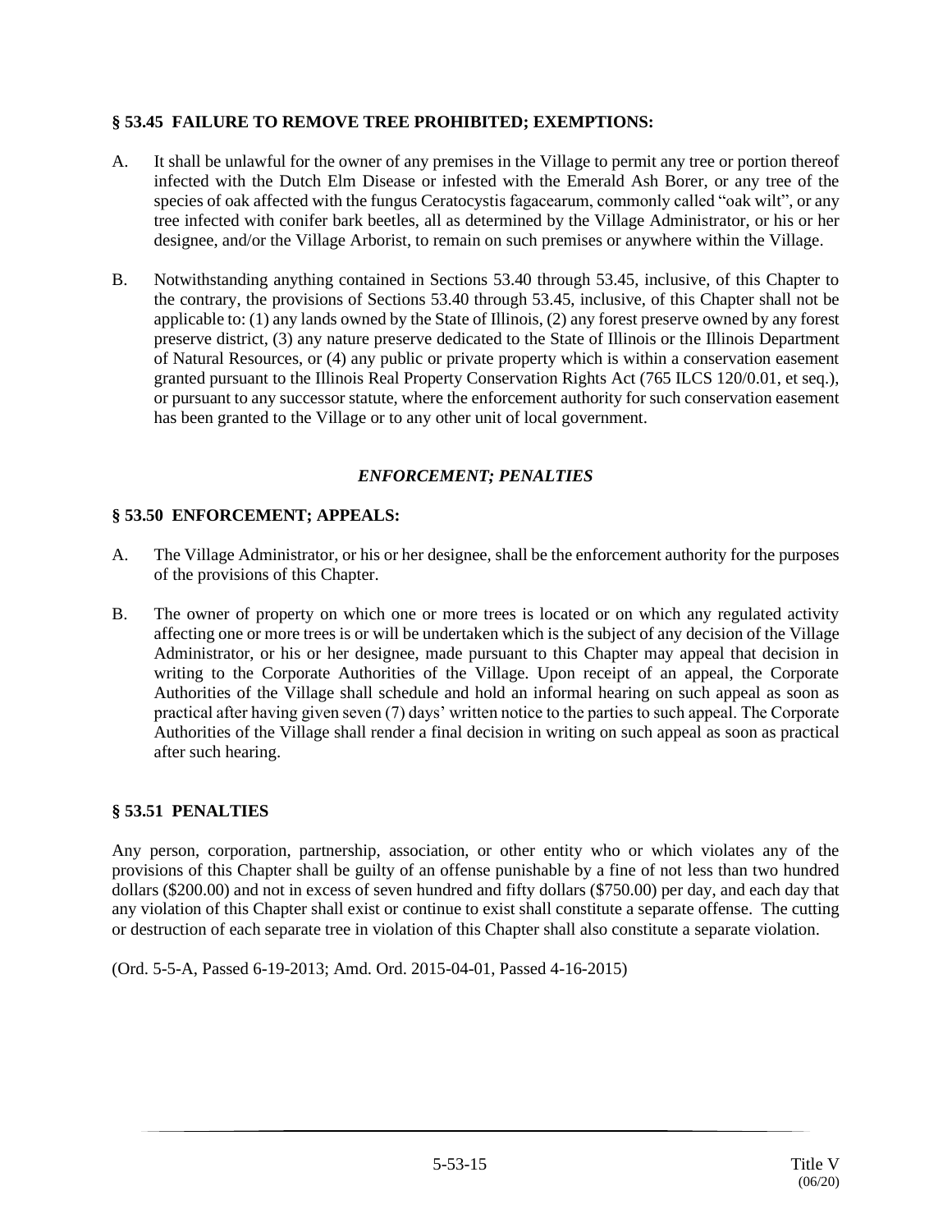### § 53.45 FAILURE TO REMOVE TREE PROHIBITED; EXEMPTIONS:

A. It shall be unlawful for the owner of any premises in the Village to permit any tree or portion thereof infected with the Dutch Elm Disease or infested with the Emerald Ash Borer, or any tree of the species of oak affected with the fungus Ceratocystis fagacearum, commonly called "oak wilt", or any tree infected with conifer bark beetles, all as determined by the Village Administrator, or his or her designee, and/or the Village Arborist, to remain on such premises or anywhere within the Village.

B. Notwithstanding anything contained in Sections 53.40 through 53.45, inclusive, of this Chapter to the contrary, the provisions of Sections 53.40 through 53.45, inclusive, of this Chapter shall not be applicable to: (1) any lands owned by the State of Illinois, (2) any forest preserve owned by any forest preserve district, (3) any nature preserve dedicated to the State of Illinois or the Illinois Department of Natural Resources, or (4) any public or private property which is within a conservation easement granted pursuant to the Illinois Real Property Conservation Rights Act (765 ILCS 120/0.01, et seq.), or pursuant to any successor statute, where the enforcement authority for such conservation easement has been granted to the Village or to any other unit of local government.

## *ENFORCEMENT; PENALTIES*

### § 53.50 ENFORCEMENT; APPEALS:

A. The Village Administrator, or his or her designee, shall be the enforcement authority for the purposes of the provisions of this Chapter.

B. The owner of property on which one or more trees is located or on which any regulated activity affecting one or more trees is or will be undertaken which is the subject of any decision of the Village Administrator, or his or her designee, made pursuant to this Chapter may appeal that decision in writing to the Corporate Authorities of the Village. Upon receipt of an appeal, the Corporate Authorities of the Village shall schedule and hold an informal hearing on such appeal as soon as practical after having given seven (7) days' written notice to the parties to such appeal. The Corporate Authorities of the Village shall render a final decision in writing on such appeal as soon as practical after such hearing.

### § 53.51 PENALTIES

Any person, corporation, partnership, association, or other entity who or which violates any of the provisions of this Chapter shall be guilty of an offense punishable by a fine of not less than two hundred dollars ($200.00) and not in excess of seven hundred and fifty dollars ($750.00) per day, and each day that any violation of this Chapter shall exist or continue to exist shall constitute a separate offense. The cutting or destruction of each separate tree in violation of this Chapter shall also constitute a separate violation.

(Ord. 5-5-A, Passed 6-19-2013; Amd. Ord. 2015-04-01, Passed 4-16-2015)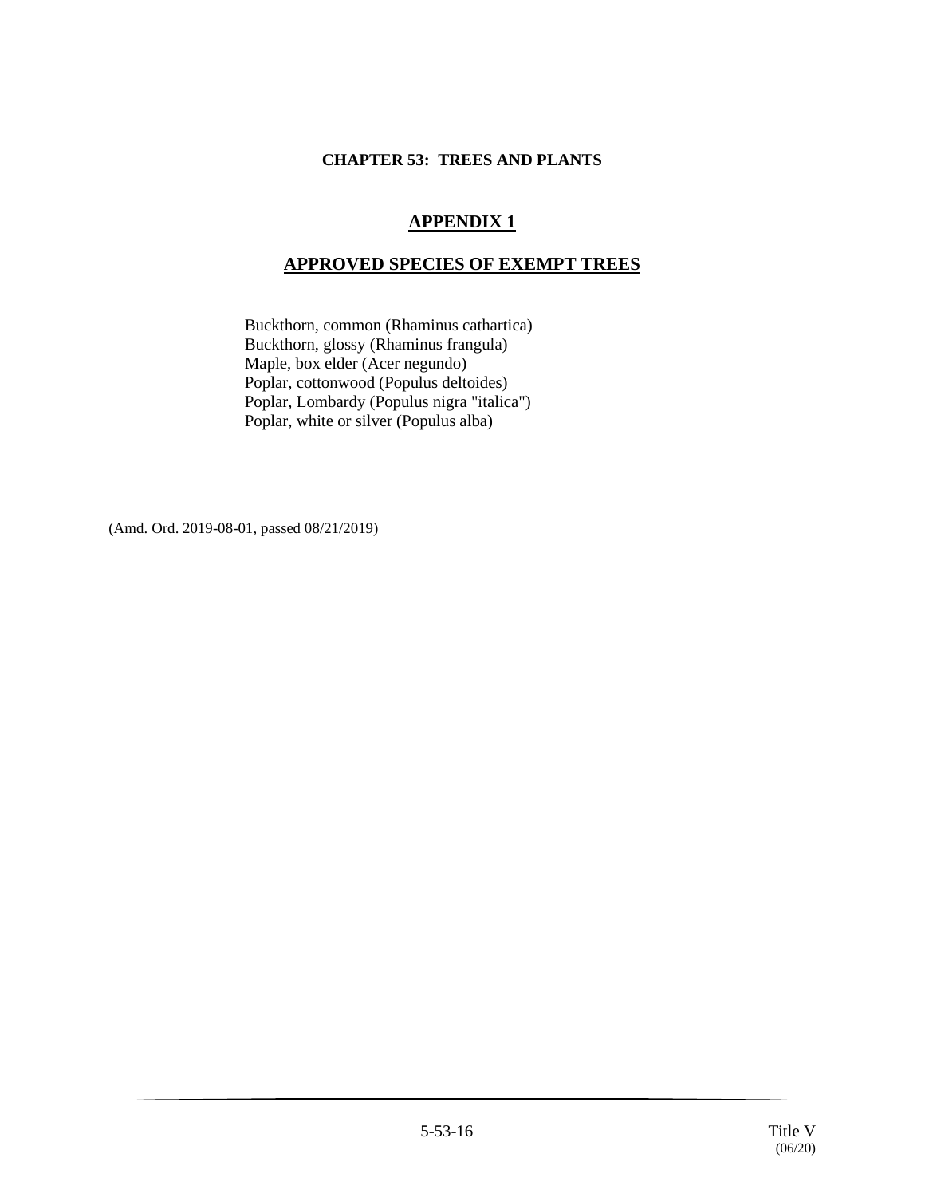**CHAPTER 53: TREES AND PLANTS**

## APPENDIX 1

## APPROVED SPECIES OF EXEMPT TREES

Buckthorn, common (Rhaminus cathartica)
Buckthorn, glossy (Rhaminus frangula)
Maple, box elder (Acer negundo)
Poplar, cottonwood (Populus deltoides)
Poplar, Lombardy (Populus nigra "italica")
Poplar, white or silver (Populus alba)

(Amd. Ord. 2019-08-01, passed 08/21/2019)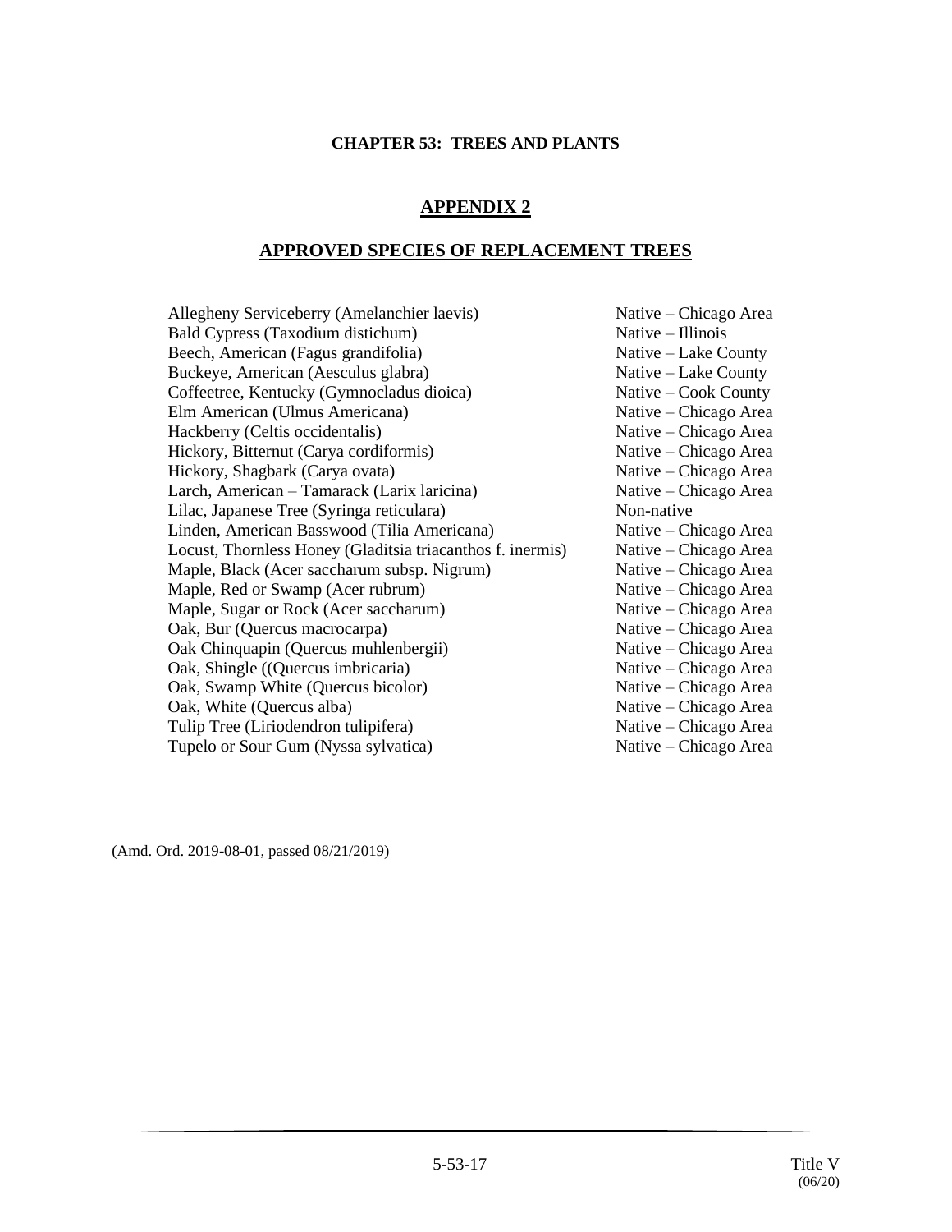**CHAPTER 53: TREES AND PLANTS**

## APPENDIX 2

## APPROVED SPECIES OF REPLACEMENT TREES

| | |
|---|---|
| Allegheny Serviceberry (Amelanchier laevis) | Native – Chicago Area |
| Bald Cypress (Taxodium distichum) | Native – Illinois |
| Beech, American (Fagus grandifolia) | Native – Lake County |
| Buckeye, American (Aesculus glabra) | Native – Lake County |
| Coffeetree, Kentucky (Gymnocladus dioica) | Native – Cook County |
| Elm American (Ulmus Americana) | Native – Chicago Area |
| Hackberry (Celtis occidentalis) | Native – Chicago Area |
| Hickory, Bitternut (Carya cordiformis) | Native – Chicago Area |
| Hickory, Shagbark (Carya ovata) | Native – Chicago Area |
| Larch, American – Tamarack (Larix laricina) | Native – Chicago Area |
| Lilac, Japanese Tree (Syringa reticulara) | Non-native |
| Linden, American Basswood (Tilia Americana) | Native – Chicago Area |
| Locust, Thornless Honey (Gladitsia triacanthos f. inermis) | Native – Chicago Area |
| Maple, Black (Acer saccharum subsp. Nigrum) | Native – Chicago Area |
| Maple, Red or Swamp (Acer rubrum) | Native – Chicago Area |
| Maple, Sugar or Rock (Acer saccharum) | Native – Chicago Area |
| Oak, Bur (Quercus macrocarpa) | Native – Chicago Area |
| Oak Chinquapin (Quercus muhlenbergii) | Native – Chicago Area |
| Oak, Shingle ((Quercus imbricaria) | Native – Chicago Area |
| Oak, Swamp White (Quercus bicolor) | Native – Chicago Area |
| Oak, White (Quercus alba) | Native – Chicago Area |
| Tulip Tree (Liriodendron tulipifera) | Native – Chicago Area |
| Tupelo or Sour Gum (Nyssa sylvatica) | Native – Chicago Area |

(Amd. Ord. 2019-08-01, passed 08/21/2019)